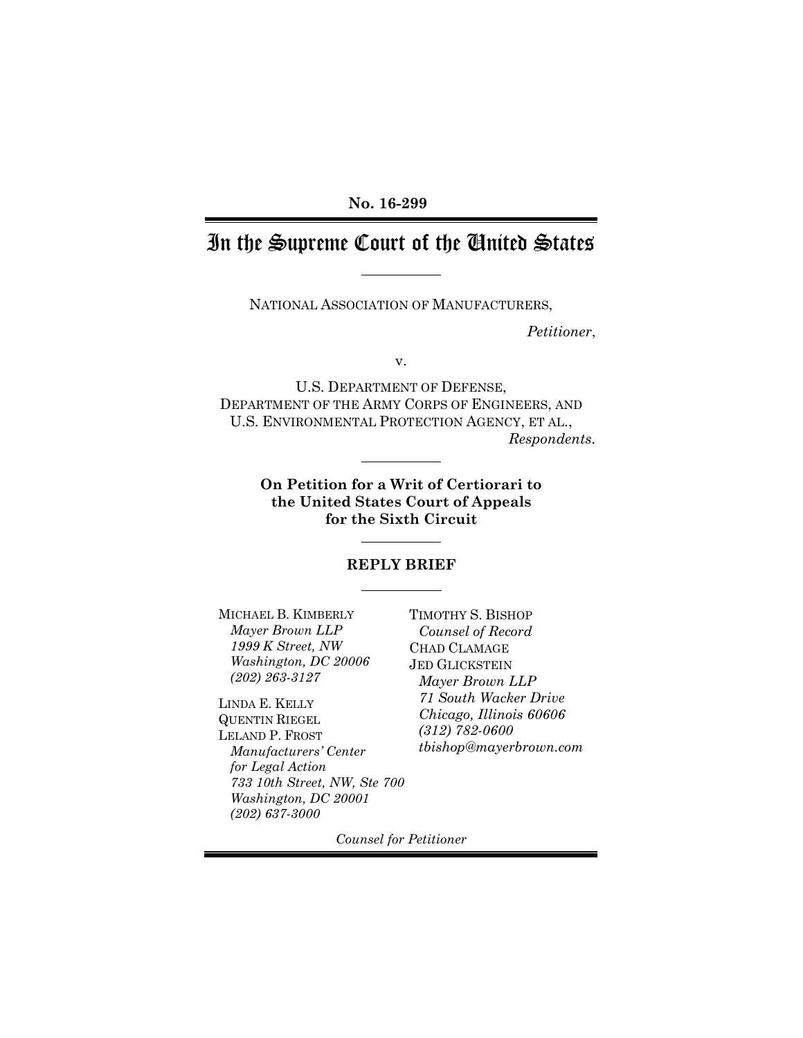**No. 16-299**

# In the Supreme Court of the United States

NATIONAL ASSOCIATION OF MANUFACTURERS,

*Petitioner*,

v.

U.S. DEPARTMENT OF DEFENSE,
DEPARTMENT OF THE ARMY CORPS OF ENGINEERS, AND
U.S. ENVIRONMENTAL PROTECTION AGENCY, ET AL.,

*Respondents*.

**On Petition for a Writ of Certiorari to the United States Court of Appeals for the Sixth Circuit**

**REPLY BRIEF**

TIMOTHY S. BISHOP
*Counsel of Record*
CHAD CLAMAGE
JED GLICKSTEIN
*Mayer Brown LLP*
*71 South Wacker Drive*
*Chicago, Illinois 60606*
*(312) 782-0600*
*tbishop@mayerbrown.com*

MICHAEL B. KIMBERLY
*Mayer Brown LLP*
*1999 K Street, NW*
*Washington, DC 20006*
*(202) 263-3127*

LINDA E. KELLY
QUENTIN RIEGEL
LELAND P. FROST
*Manufacturers' Center for Legal Action*
*733 10th Street, NW, Ste 700*
*Washington, DC 20001*
*(202) 637-3000*

*Counsel for Petitioner*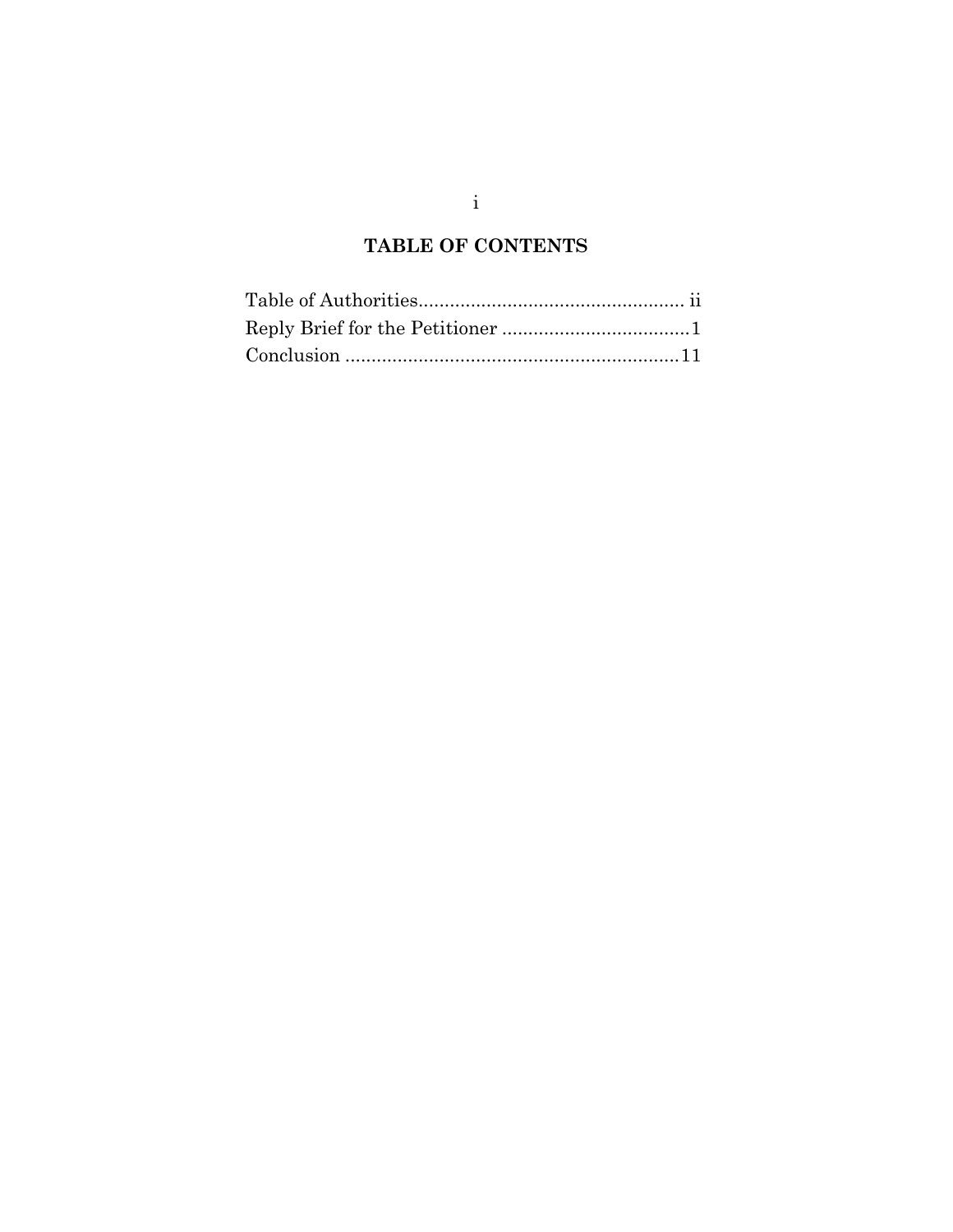# TABLE OF CONTENTS

Table of Authorities.................................................... ii
Reply Brief for the Petitioner ....................................1
Conclusion ...............................................................11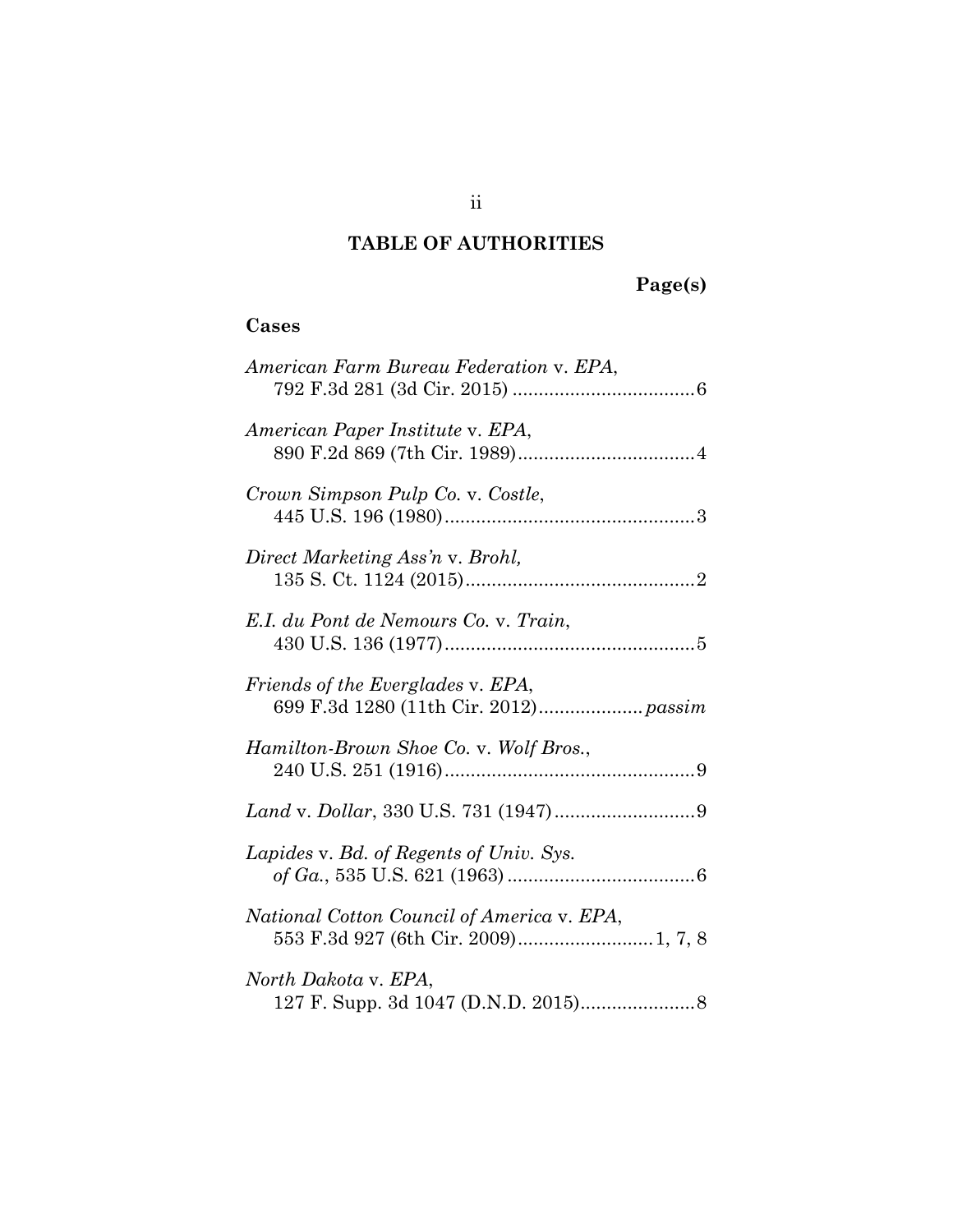## TABLE OF AUTHORITIES

**Page(s)**

**Cases**

*American Farm Bureau Federation* v. *EPA*, 792 F.3d 281 (3d Cir. 2015) .................................. 6

*American Paper Institute* v. *EPA*, 890 F.2d 869 (7th Cir. 1989) .................................. 4

*Crown Simpson Pulp Co.* v. *Costle*, 445 U.S. 196 (1980) ................................................ 3

*Direct Marketing Ass'n* v. *Brohl*, 135 S. Ct. 1124 (2015) ............................................ 2

*E.I. du Pont de Nemours Co.* v. *Train*, 430 U.S. 136 (1977) ................................................ 5

*Friends of the Everglades* v. *EPA*, 699 F.3d 1280 (11th Cir. 2012) .................... *passim*

*Hamilton-Brown Shoe Co.* v. *Wolf Bros.*, 240 U.S. 251 (1916) ................................................ 9

*Land* v. *Dollar*, 330 U.S. 731 (1947) ........................... 9

*Lapides* v. *Bd. of Regents of Univ. Sys. of Ga.*, 535 U.S. 621 (1963) .................................... 6

*National Cotton Council of America* v. *EPA*, 553 F.3d 927 (6th Cir. 2009) .......................... 1, 7, 8

*North Dakota* v. *EPA*, 127 F. Supp. 3d 1047 (D.N.D. 2015) ...................... 8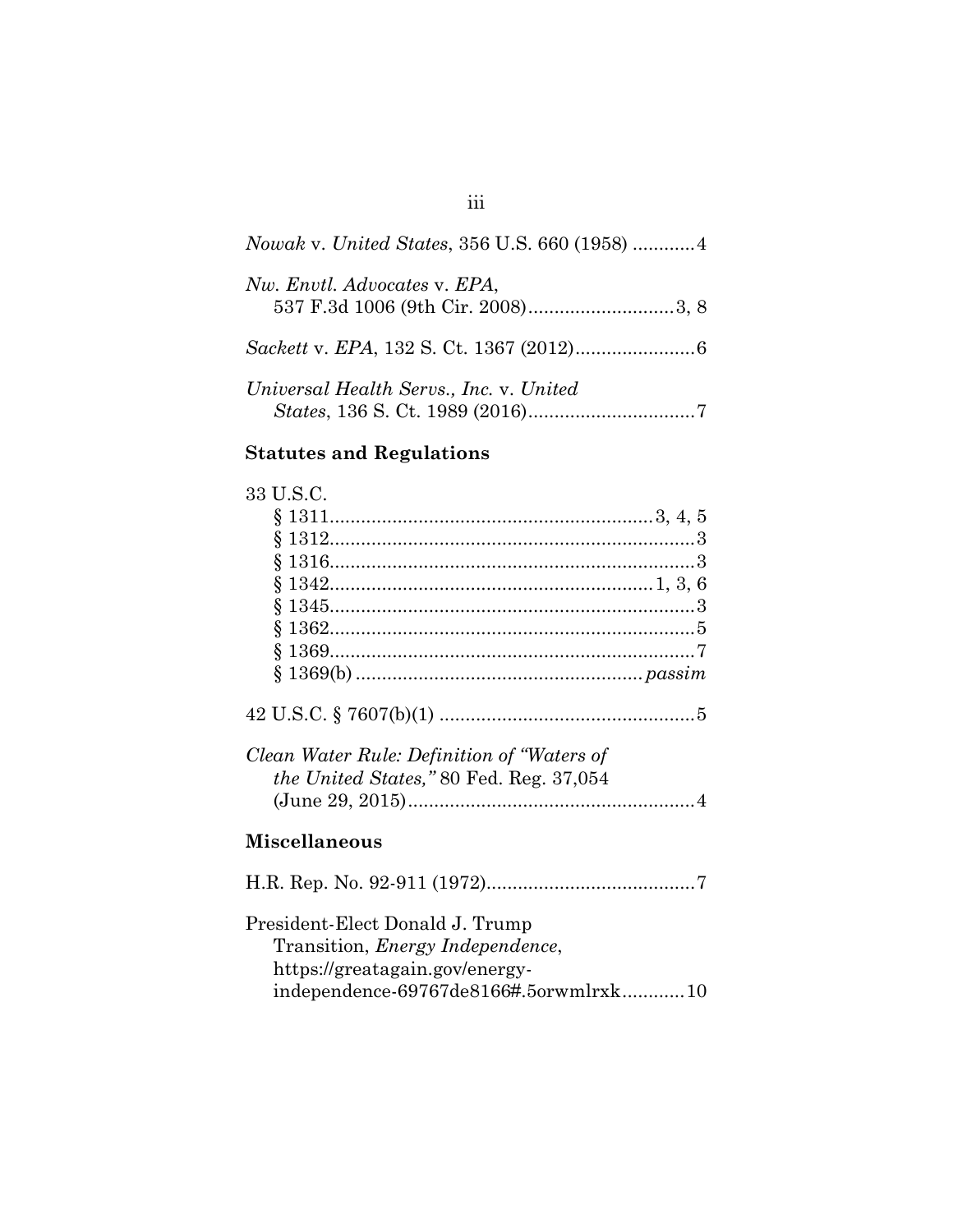*Nowak* v. *United States*, 356 U.S. 660 (1958) ............4

*Nw. Envtl. Advocates* v. *EPA*, 537 F.3d 1006 (9th Cir. 2008)............................3, 8

*Sackett* v. *EPA*, 132 S. Ct. 1367 (2012).......................6

*Universal Health Servs., Inc.* v. *United States*, 136 S. Ct. 1989 (2016)................................7

## Statutes and Regulations

33 U.S.C.

§ 1311............................................................3, 4, 5
§ 1312.....................................................................3
§ 1316.....................................................................3
§ 1342............................................................1, 3, 6
§ 1345.....................................................................3
§ 1362.....................................................................5
§ 1369.....................................................................7
§ 1369(b) ...................................................... *passim*

42 U.S.C. § 7607(b)(1) ................................................5

*Clean Water Rule: Definition of "Waters of the United States,"* 80 Fed. Reg. 37,054 (June 29, 2015).......................................................4

## Miscellaneous

H.R. Rep. No. 92-911 (1972)........................................7

President-Elect Donald J. Trump Transition, *Energy Independence*, https://greatagain.gov/energy-independence-69767de8166#.5orwmlrxk............10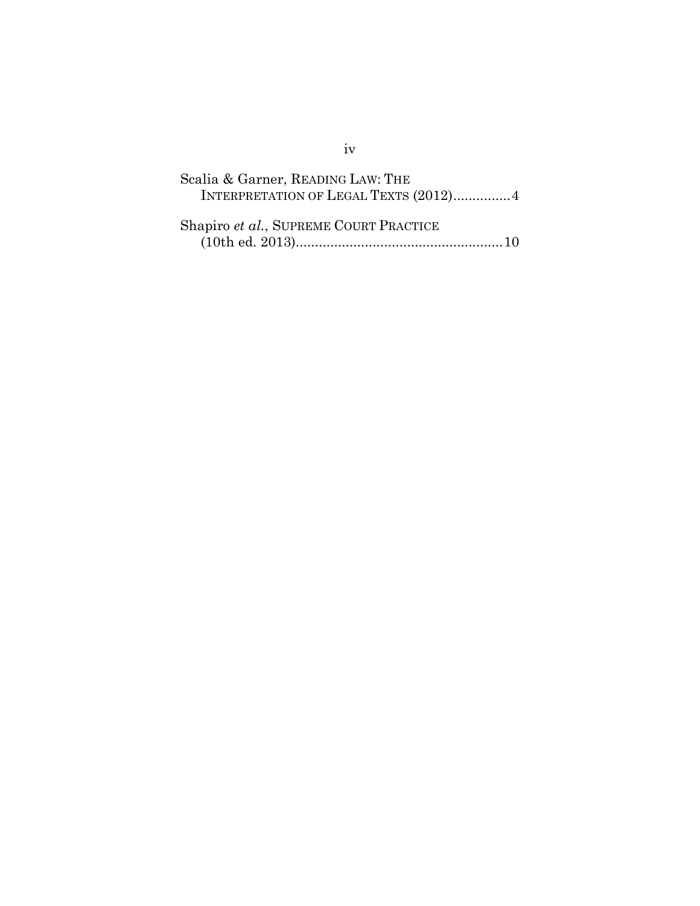Scalia & Garner, READING LAW: THE INTERPRETATION OF LEGAL TEXTS (2012)...............4

Shapiro *et al.*, SUPREME COURT PRACTICE (10th ed. 2013).......................................................10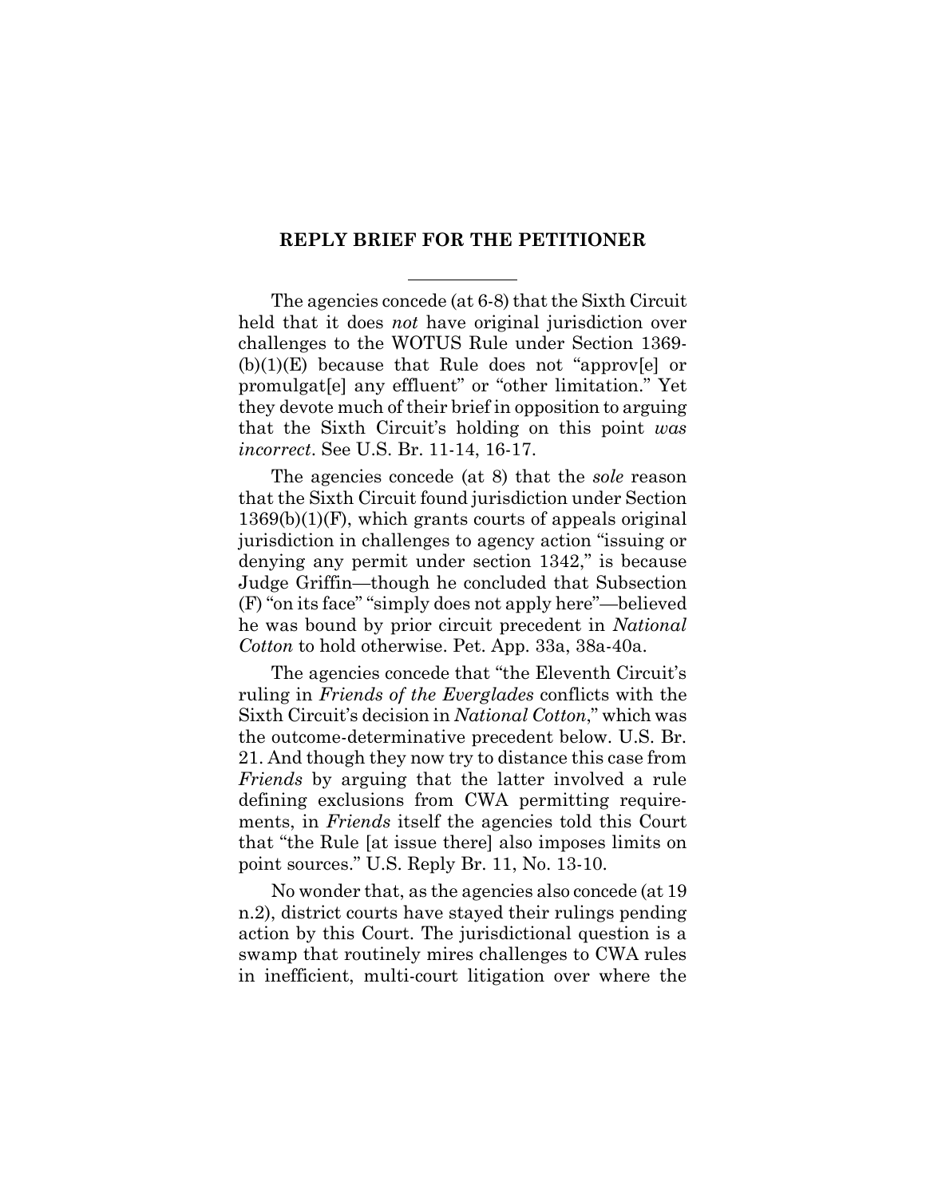## REPLY BRIEF FOR THE PETITIONER

---

The agencies concede (at 6-8) that the Sixth Circuit held that it does *not* have original jurisdiction over challenges to the WOTUS Rule under Section 1369-(b)(1)(E) because that Rule does not "approv[e] or promulgat[e] any effluent" or "other limitation." Yet they devote much of their brief in opposition to arguing that the Sixth Circuit's holding on this point *was incorrect*. See U.S. Br. 11-14, 16-17.

The agencies concede (at 8) that the *sole* reason that the Sixth Circuit found jurisdiction under Section 1369(b)(1)(F), which grants courts of appeals original jurisdiction in challenges to agency action "issuing or denying any permit under section 1342," is because Judge Griffin—though he concluded that Subsection (F) "on its face" "simply does not apply here"—believed he was bound by prior circuit precedent in *National Cotton* to hold otherwise. Pet. App. 33a, 38a-40a.

The agencies concede that "the Eleventh Circuit's ruling in *Friends of the Everglades* conflicts with the Sixth Circuit's decision in *National Cotton*," which was the outcome-determinative precedent below. U.S. Br. 21. And though they now try to distance this case from *Friends* by arguing that the latter involved a rule defining exclusions from CWA permitting requirements, in *Friends* itself the agencies told this Court that "the Rule [at issue there] also imposes limits on point sources." U.S. Reply Br. 11, No. 13-10.

No wonder that, as the agencies also concede (at 19 n.2), district courts have stayed their rulings pending action by this Court. The jurisdictional question is a swamp that routinely mires challenges to CWA rules in inefficient, multi-court litigation over where the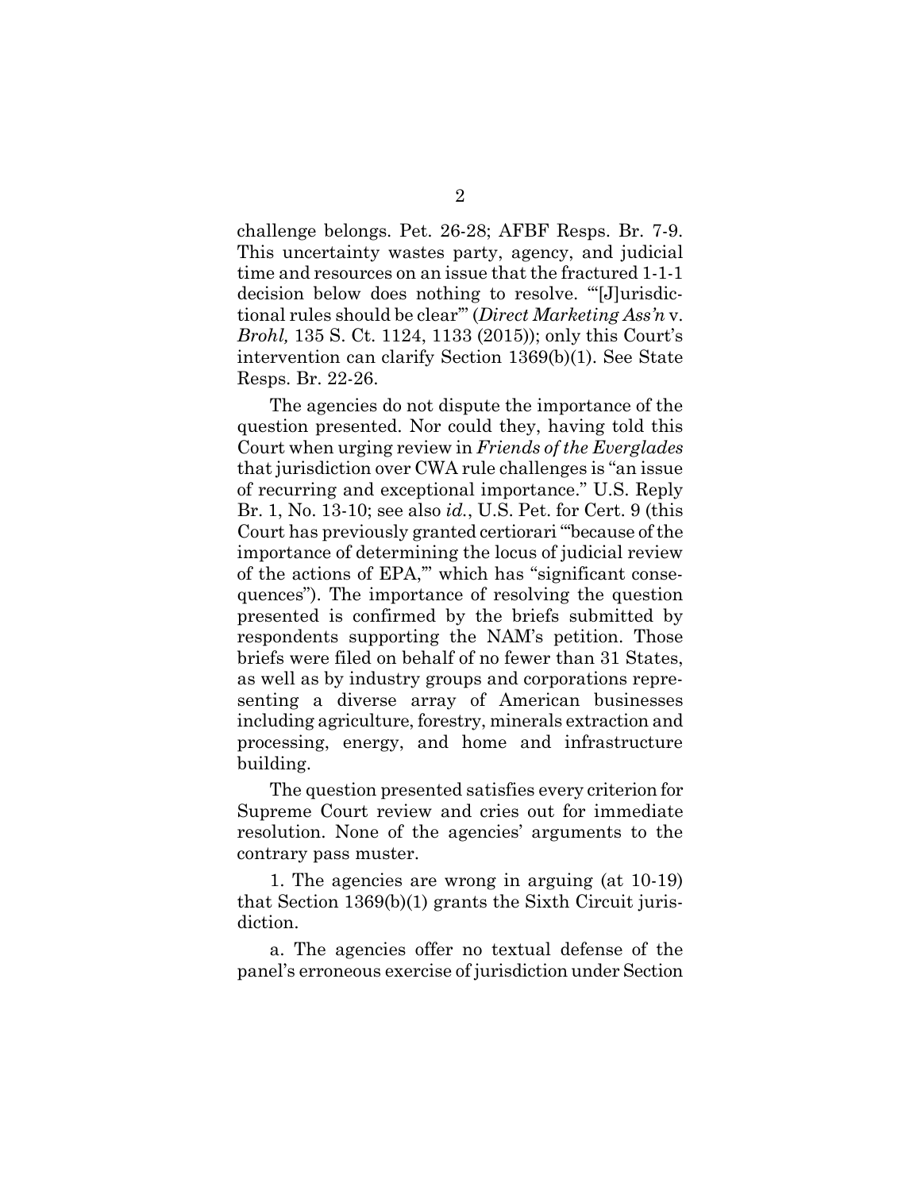challenge belongs. Pet. 26-28; AFBF Resps. Br. 7-9. This uncertainty wastes party, agency, and judicial time and resources on an issue that the fractured 1-1-1 decision below does nothing to resolve. "'[J]urisdictional rules should be clear'" (*Direct Marketing Ass'n* v. *Brohl,* 135 S. Ct. 1124, 1133 (2015)); only this Court's intervention can clarify Section 1369(b)(1). See State Resps. Br. 22-26.

The agencies do not dispute the importance of the question presented. Nor could they, having told this Court when urging review in *Friends of the Everglades* that jurisdiction over CWA rule challenges is "an issue of recurring and exceptional importance." U.S. Reply Br. 1, No. 13-10; see also *id.*, U.S. Pet. for Cert. 9 (this Court has previously granted certiorari "'because of the importance of determining the locus of judicial review of the actions of EPA,'" which has "significant consequences"). The importance of resolving the question presented is confirmed by the briefs submitted by respondents supporting the NAM's petition. Those briefs were filed on behalf of no fewer than 31 States, as well as by industry groups and corporations representing a diverse array of American businesses including agriculture, forestry, minerals extraction and processing, energy, and home and infrastructure building.

The question presented satisfies every criterion for Supreme Court review and cries out for immediate resolution. None of the agencies' arguments to the contrary pass muster.

1. The agencies are wrong in arguing (at 10-19) that Section 1369(b)(1) grants the Sixth Circuit jurisdiction.

a. The agencies offer no textual defense of the panel's erroneous exercise of jurisdiction under Section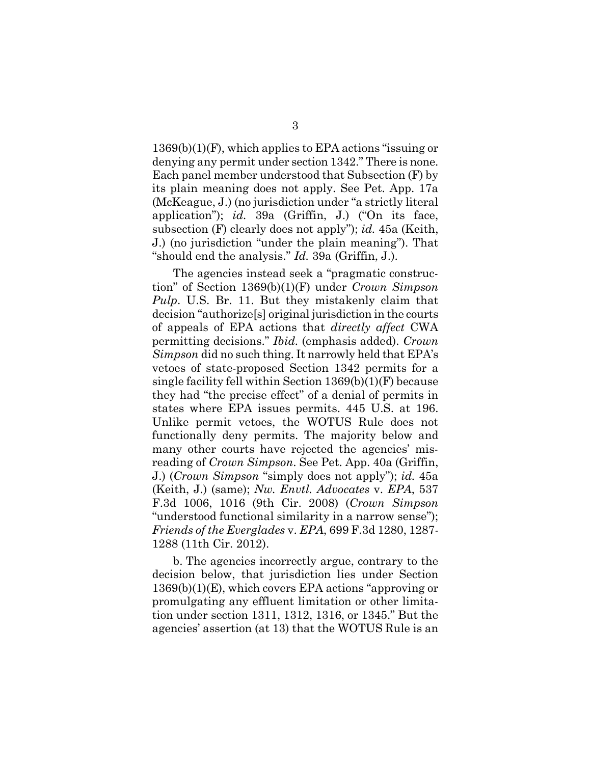1369(b)(1)(F), which applies to EPA actions "issuing or denying any permit under section 1342." There is none. Each panel member understood that Subsection (F) by its plain meaning does not apply. See Pet. App. 17a (McKeague, J.) (no jurisdiction under "a strictly literal application"); *id.* 39a (Griffin, J.) ("On its face, subsection (F) clearly does not apply"); *id.* 45a (Keith, J.) (no jurisdiction "under the plain meaning"). That "should end the analysis." *Id.* 39a (Griffin, J.).

The agencies instead seek a "pragmatic construction" of Section 1369(b)(1)(F) under *Crown Simpson Pulp*. U.S. Br. 11. But they mistakenly claim that decision "authorize[s] original jurisdiction in the courts of appeals of EPA actions that *directly affect* CWA permitting decisions." *Ibid.* (emphasis added). *Crown Simpson* did no such thing. It narrowly held that EPA's vetoes of state-proposed Section 1342 permits for a single facility fell within Section 1369(b)(1)(F) because they had "the precise effect" of a denial of permits in states where EPA issues permits. 445 U.S. at 196. Unlike permit vetoes, the WOTUS Rule does not functionally deny permits. The majority below and many other courts have rejected the agencies' misreading of *Crown Simpson*. See Pet. App. 40a (Griffin, J.) (*Crown Simpson* "simply does not apply"); *id.* 45a (Keith, J.) (same); *Nw. Envtl. Advocates* v. *EPA*, 537 F.3d 1006, 1016 (9th Cir. 2008) (*Crown Simpson* "understood functional similarity in a narrow sense"); *Friends of the Everglades* v. *EPA*, 699 F.3d 1280, 1287-1288 (11th Cir. 2012).

b. The agencies incorrectly argue, contrary to the decision below, that jurisdiction lies under Section 1369(b)(1)(E), which covers EPA actions "approving or promulgating any effluent limitation or other limitation under section 1311, 1312, 1316, or 1345." But the agencies' assertion (at 13) that the WOTUS Rule is an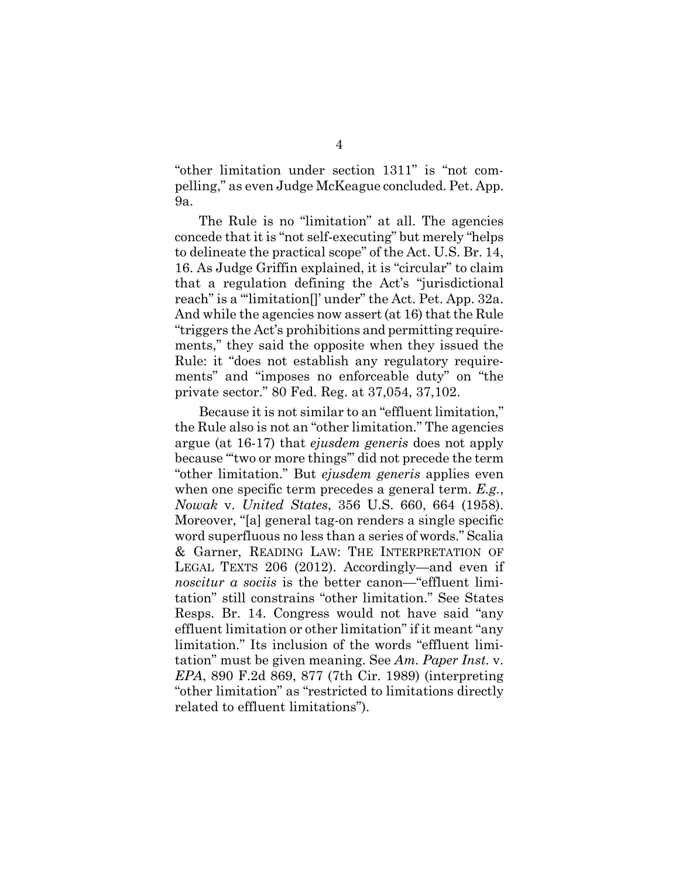"other limitation under section 1311" is "not compelling," as even Judge McKeague concluded. Pet. App. 9a.

The Rule is no "limitation" at all. The agencies concede that it is "not self-executing" but merely "helps to delineate the practical scope" of the Act. U.S. Br. 14, 16. As Judge Griffin explained, it is "circular" to claim that a regulation defining the Act's "jurisdictional reach" is a "'limitation[]' under" the Act. Pet. App. 32a. And while the agencies now assert (at 16) that the Rule "triggers the Act's prohibitions and permitting requirements," they said the opposite when they issued the Rule: it "does not establish any regulatory requirements" and "imposes no enforceable duty" on "the private sector." 80 Fed. Reg. at 37,054, 37,102.

Because it is not similar to an "effluent limitation," the Rule also is not an "other limitation." The agencies argue (at 16-17) that *ejusdem generis* does not apply because "'two or more things'" did not precede the term "other limitation." But *ejusdem generis* applies even when one specific term precedes a general term. *E.g.*, *Nowak* v. *United States*, 356 U.S. 660, 664 (1958). Moreover, "[a] general tag-on renders a single specific word superfluous no less than a series of words." Scalia & Garner, READING LAW: THE INTERPRETATION OF LEGAL TEXTS 206 (2012). Accordingly—and even if *noscitur a sociis* is the better canon—"effluent limitation" still constrains "other limitation." See States Resps. Br. 14. Congress would not have said "any effluent limitation or other limitation" if it meant "any limitation." Its inclusion of the words "effluent limitation" must be given meaning. See *Am. Paper Inst.* v. *EPA*, 890 F.2d 869, 877 (7th Cir. 1989) (interpreting "other limitation" as "restricted to limitations directly related to effluent limitations").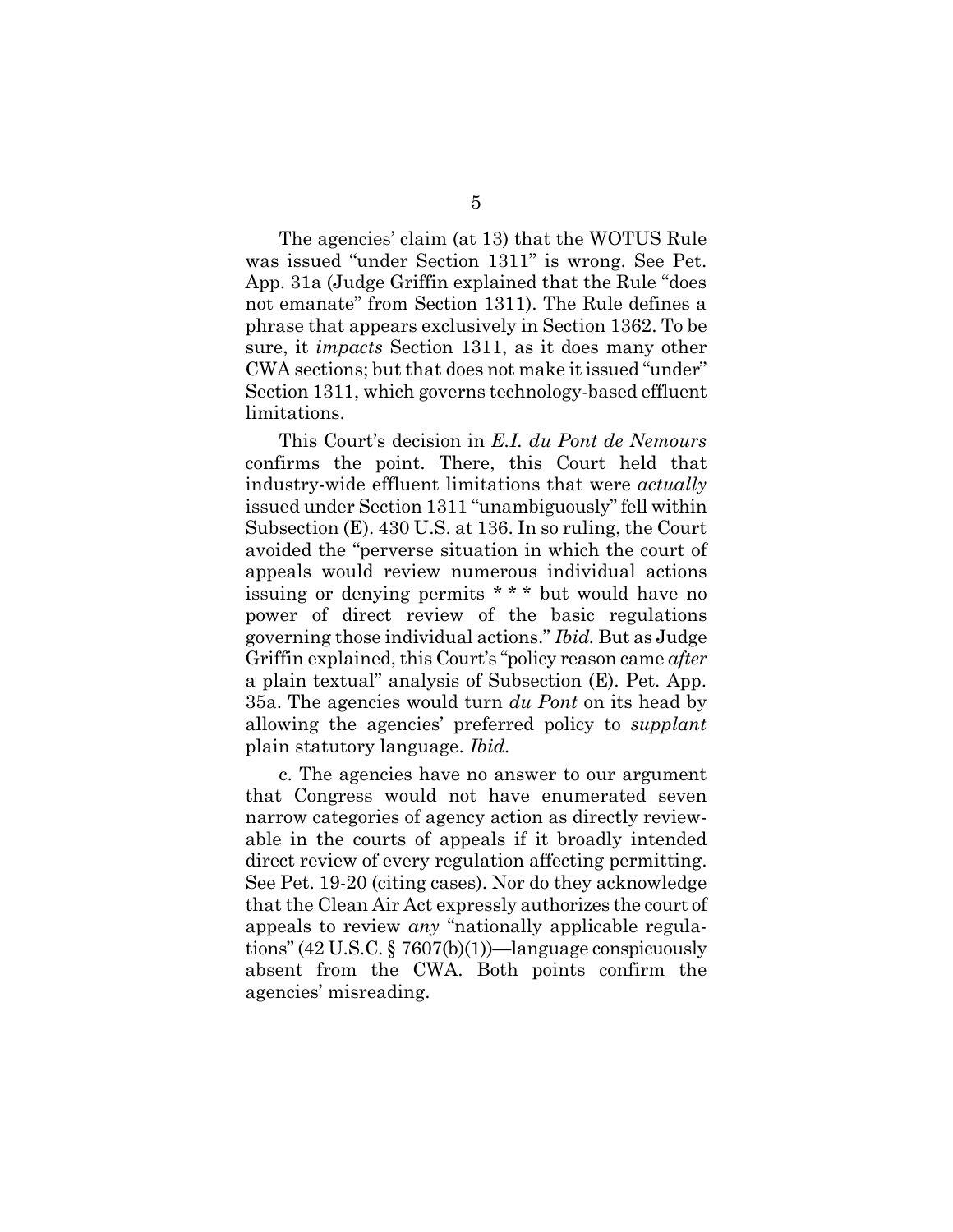The agencies' claim (at 13) that the WOTUS Rule was issued "under Section 1311" is wrong. See Pet. App. 31a (Judge Griffin explained that the Rule "does not emanate" from Section 1311). The Rule defines a phrase that appears exclusively in Section 1362. To be sure, it *impacts* Section 1311, as it does many other CWA sections; but that does not make it issued "under" Section 1311, which governs technology-based effluent limitations.

This Court's decision in *E.I. du Pont de Nemours* confirms the point. There, this Court held that industry-wide effluent limitations that were *actually* issued under Section 1311 "unambiguously" fell within Subsection (E). 430 U.S. at 136. In so ruling, the Court avoided the "perverse situation in which the court of appeals would review numerous individual actions issuing or denying permits * * * but would have no power of direct review of the basic regulations governing those individual actions." *Ibid.* But as Judge Griffin explained, this Court's "policy reason came *after* a plain textual" analysis of Subsection (E). Pet. App. 35a. The agencies would turn *du Pont* on its head by allowing the agencies' preferred policy to *supplant* plain statutory language. *Ibid.*

c. The agencies have no answer to our argument that Congress would not have enumerated seven narrow categories of agency action as directly reviewable in the courts of appeals if it broadly intended direct review of every regulation affecting permitting. See Pet. 19-20 (citing cases). Nor do they acknowledge that the Clean Air Act expressly authorizes the court of appeals to review *any* "nationally applicable regulations" (42 U.S.C. § 7607(b)(1))—language conspicuously absent from the CWA. Both points confirm the agencies' misreading.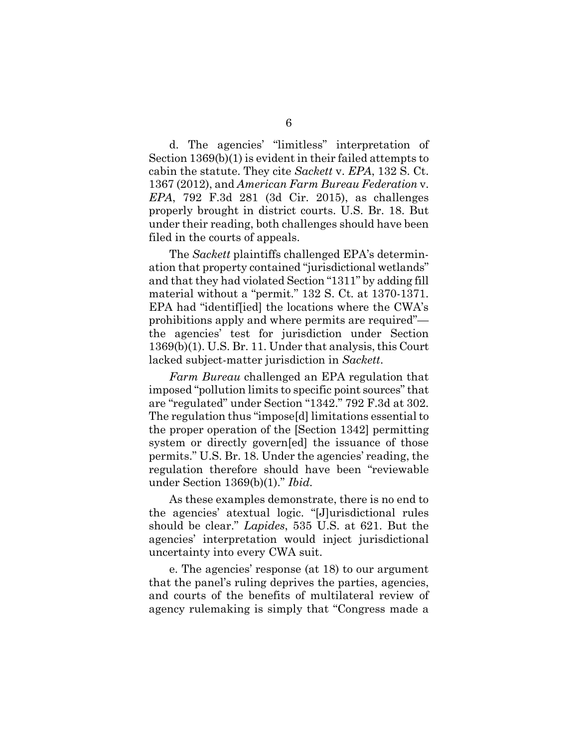d. The agencies' "limitless" interpretation of Section 1369(b)(1) is evident in their failed attempts to cabin the statute. They cite *Sackett* v. *EPA*, 132 S. Ct. 1367 (2012), and *American Farm Bureau Federation* v. *EPA*, 792 F.3d 281 (3d Cir. 2015), as challenges properly brought in district courts. U.S. Br. 18. But under their reading, both challenges should have been filed in the courts of appeals.

The *Sackett* plaintiffs challenged EPA's determination that property contained "jurisdictional wetlands" and that they had violated Section "1311" by adding fill material without a "permit." 132 S. Ct. at 1370-1371. EPA had "identif[ied] the locations where the CWA's prohibitions apply and where permits are required"—the agencies' test for jurisdiction under Section 1369(b)(1). U.S. Br. 11. Under that analysis, this Court lacked subject-matter jurisdiction in *Sackett*.

*Farm Bureau* challenged an EPA regulation that imposed "pollution limits to specific point sources" that are "regulated" under Section "1342." 792 F.3d at 302. The regulation thus "impose[d] limitations essential to the proper operation of the [Section 1342] permitting system or directly govern[ed] the issuance of those permits." U.S. Br. 18. Under the agencies' reading, the regulation therefore should have been "reviewable under Section 1369(b)(1)." *Ibid.*

As these examples demonstrate, there is no end to the agencies' atextual logic. "[J]urisdictional rules should be clear." *Lapides*, 535 U.S. at 621. But the agencies' interpretation would inject jurisdictional uncertainty into every CWA suit.

e. The agencies' response (at 18) to our argument that the panel's ruling deprives the parties, agencies, and courts of the benefits of multilateral review of agency rulemaking is simply that "Congress made a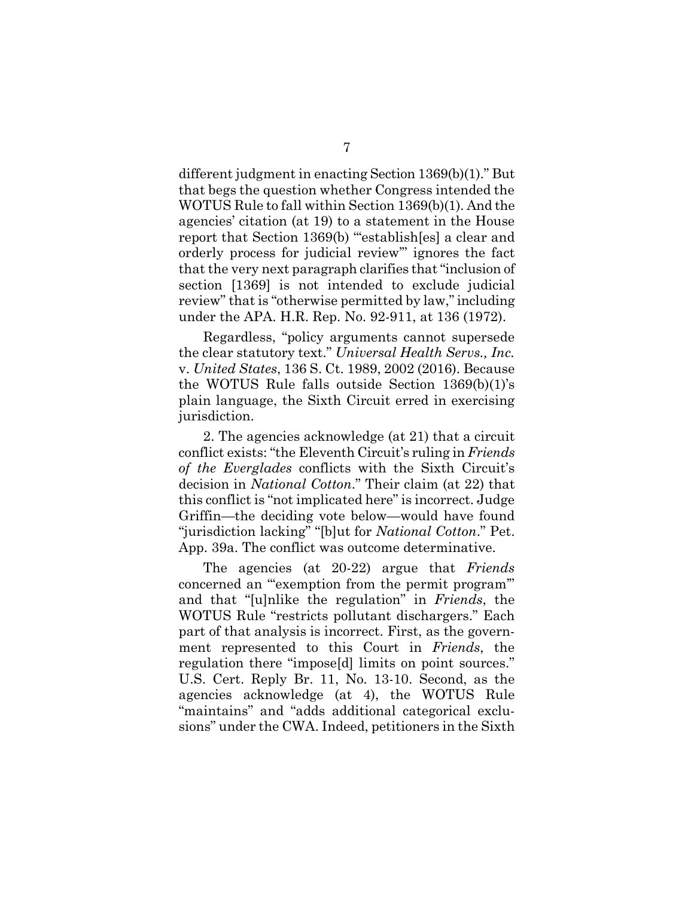different judgment in enacting Section 1369(b)(1)." But that begs the question whether Congress intended the WOTUS Rule to fall within Section 1369(b)(1). And the agencies' citation (at 19) to a statement in the House report that Section 1369(b) "'establish[es] a clear and orderly process for judicial review'" ignores the fact that the very next paragraph clarifies that "inclusion of section [1369] is not intended to exclude judicial review" that is "otherwise permitted by law," including under the APA. H.R. Rep. No. 92-911, at 136 (1972).

Regardless, "policy arguments cannot supersede the clear statutory text." *Universal Health Servs., Inc.* v. *United States*, 136 S. Ct. 1989, 2002 (2016). Because the WOTUS Rule falls outside Section 1369(b)(1)'s plain language, the Sixth Circuit erred in exercising jurisdiction.

2. The agencies acknowledge (at 21) that a circuit conflict exists: "the Eleventh Circuit's ruling in *Friends of the Everglades* conflicts with the Sixth Circuit's decision in *National Cotton*." Their claim (at 22) that this conflict is "not implicated here" is incorrect. Judge Griffin—the deciding vote below—would have found "jurisdiction lacking" "[b]ut for *National Cotton*." Pet. App. 39a. The conflict was outcome determinative.

The agencies (at 20-22) argue that *Friends* concerned an "'exemption from the permit program'" and that "[u]nlike the regulation" in *Friends*, the WOTUS Rule "restricts pollutant dischargers." Each part of that analysis is incorrect. First, as the government represented to this Court in *Friends*, the regulation there "impose[d] limits on point sources." U.S. Cert. Reply Br. 11, No. 13-10. Second, as the agencies acknowledge (at 4), the WOTUS Rule "maintains" and "adds additional categorical exclusions" under the CWA. Indeed, petitioners in the Sixth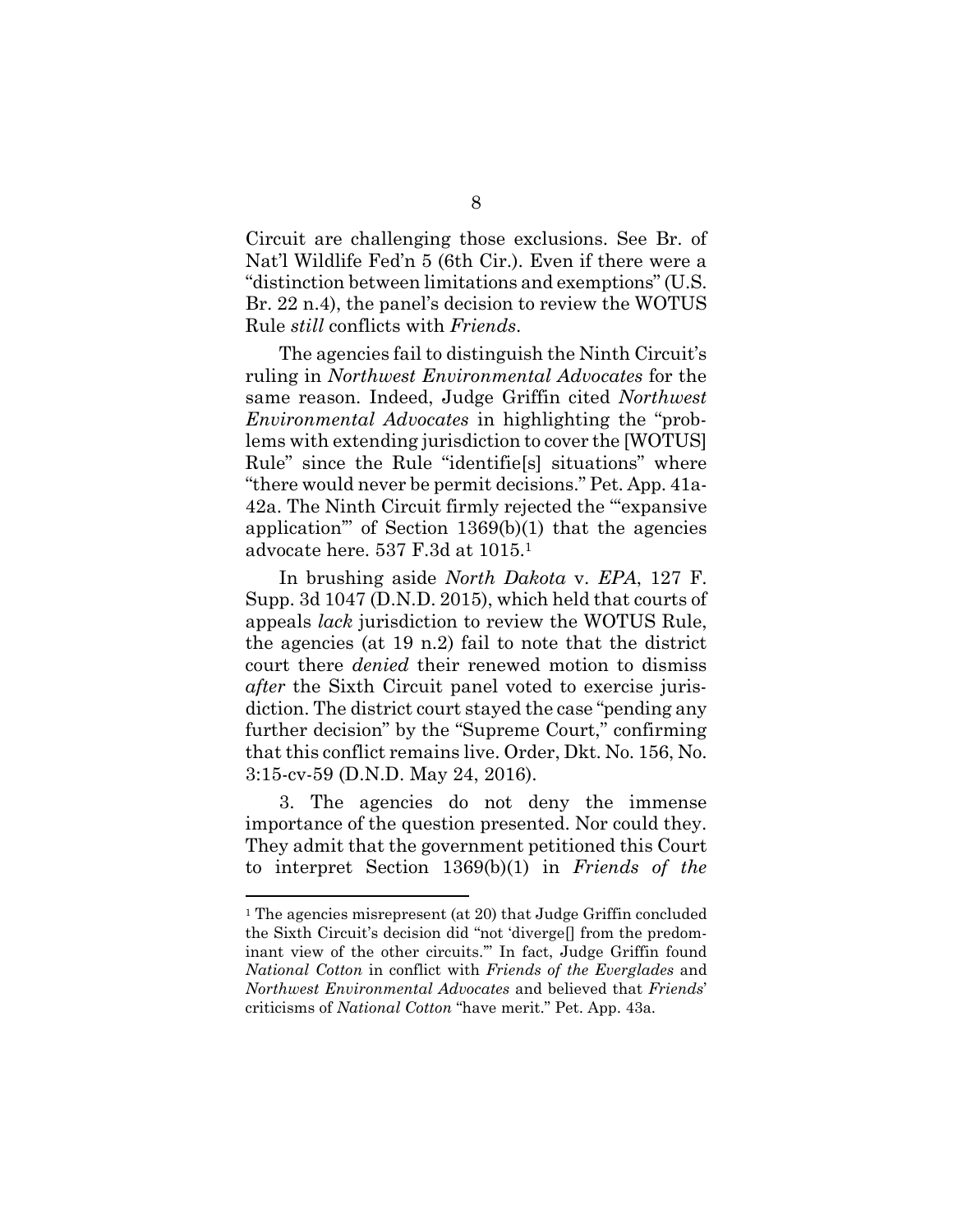Circuit are challenging those exclusions. See Br. of Nat'l Wildlife Fed'n 5 (6th Cir.). Even if there were a "distinction between limitations and exemptions" (U.S. Br. 22 n.4), the panel's decision to review the WOTUS Rule *still* conflicts with *Friends*.

The agencies fail to distinguish the Ninth Circuit's ruling in *Northwest Environmental Advocates* for the same reason. Indeed, Judge Griffin cited *Northwest Environmental Advocates* in highlighting the "problems with extending jurisdiction to cover the [WOTUS] Rule" since the Rule "identifie[s] situations" where "there would never be permit decisions." Pet. App. 41a-42a. The Ninth Circuit firmly rejected the "'expansive application'" of Section 1369(b)(1) that the agencies advocate here. 537 F.3d at 1015.[1]

In brushing aside *North Dakota* v. *EPA*, 127 F. Supp. 3d 1047 (D.N.D. 2015), which held that courts of appeals *lack* jurisdiction to review the WOTUS Rule, the agencies (at 19 n.2) fail to note that the district court there *denied* their renewed motion to dismiss *after* the Sixth Circuit panel voted to exercise jurisdiction. The district court stayed the case "pending any further decision" by the "Supreme Court," confirming that this conflict remains live. Order, Dkt. No. 156, No. 3:15-cv-59 (D.N.D. May 24, 2016).

3. The agencies do not deny the immense importance of the question presented. Nor could they. They admit that the government petitioned this Court to interpret Section 1369(b)(1) in *Friends of the*

---

[1] The agencies misrepresent (at 20) that Judge Griffin concluded the Sixth Circuit's decision did "not 'diverge[] from the predominant view of the other circuits.'" In fact, Judge Griffin found *National Cotton* in conflict with *Friends of the Everglades* and *Northwest Environmental Advocates* and believed that *Friends*' criticisms of *National Cotton* "have merit." Pet. App. 43a.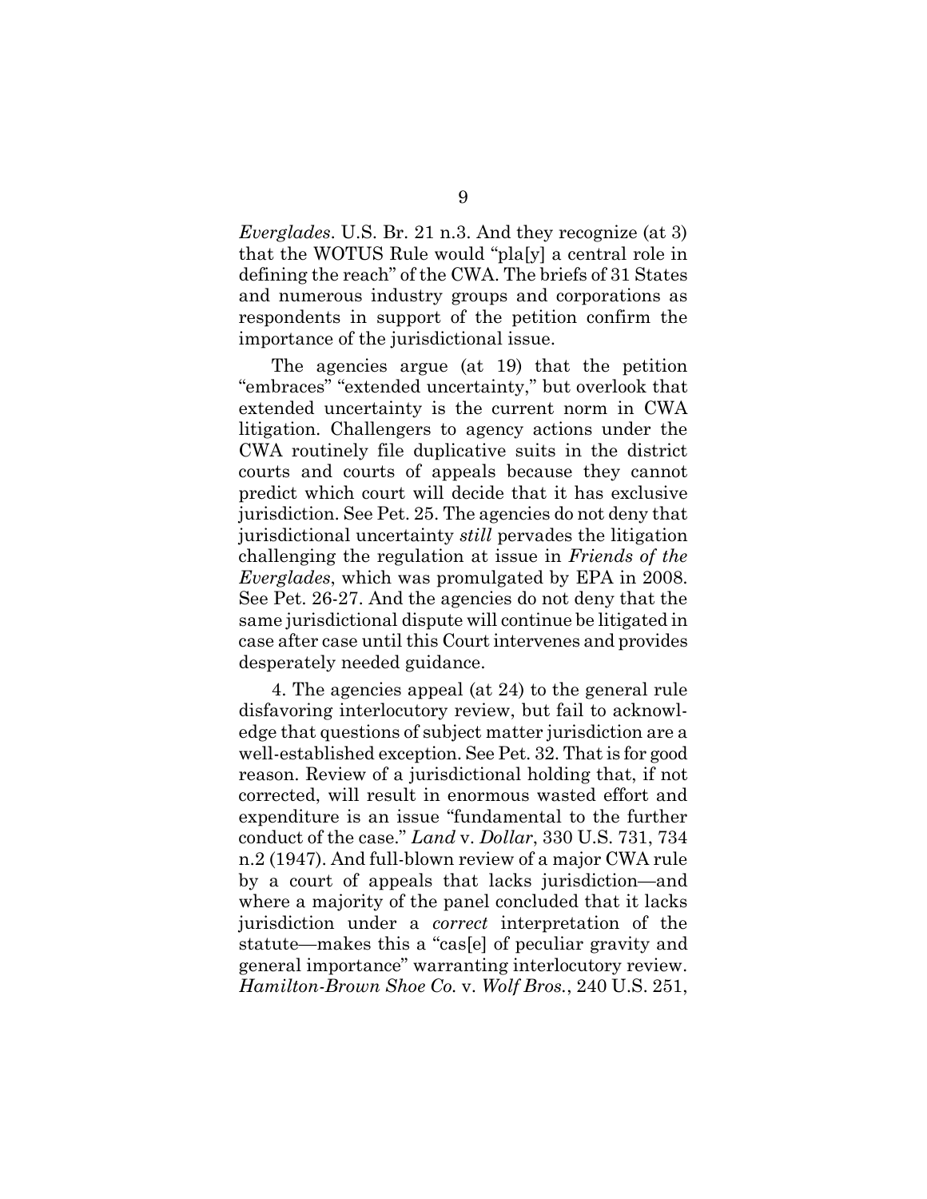*Everglades*. U.S. Br. 21 n.3. And they recognize (at 3) that the WOTUS Rule would "pla[y] a central role in defining the reach" of the CWA. The briefs of 31 States and numerous industry groups and corporations as respondents in support of the petition confirm the importance of the jurisdictional issue.

The agencies argue (at 19) that the petition "embraces" "extended uncertainty," but overlook that extended uncertainty is the current norm in CWA litigation. Challengers to agency actions under the CWA routinely file duplicative suits in the district courts and courts of appeals because they cannot predict which court will decide that it has exclusive jurisdiction. See Pet. 25. The agencies do not deny that jurisdictional uncertainty *still* pervades the litigation challenging the regulation at issue in *Friends of the Everglades*, which was promulgated by EPA in 2008. See Pet. 26-27. And the agencies do not deny that the same jurisdictional dispute will continue be litigated in case after case until this Court intervenes and provides desperately needed guidance.

4. The agencies appeal (at 24) to the general rule disfavoring interlocutory review, but fail to acknowledge that questions of subject matter jurisdiction are a well-established exception. See Pet. 32. That is for good reason. Review of a jurisdictional holding that, if not corrected, will result in enormous wasted effort and expenditure is an issue "fundamental to the further conduct of the case." *Land* v. *Dollar*, 330 U.S. 731, 734 n.2 (1947). And full-blown review of a major CWA rule by a court of appeals that lacks jurisdiction—and where a majority of the panel concluded that it lacks jurisdiction under a *correct* interpretation of the statute—makes this a "cas[e] of peculiar gravity and general importance" warranting interlocutory review. *Hamilton-Brown Shoe Co.* v. *Wolf Bros.*, 240 U.S. 251,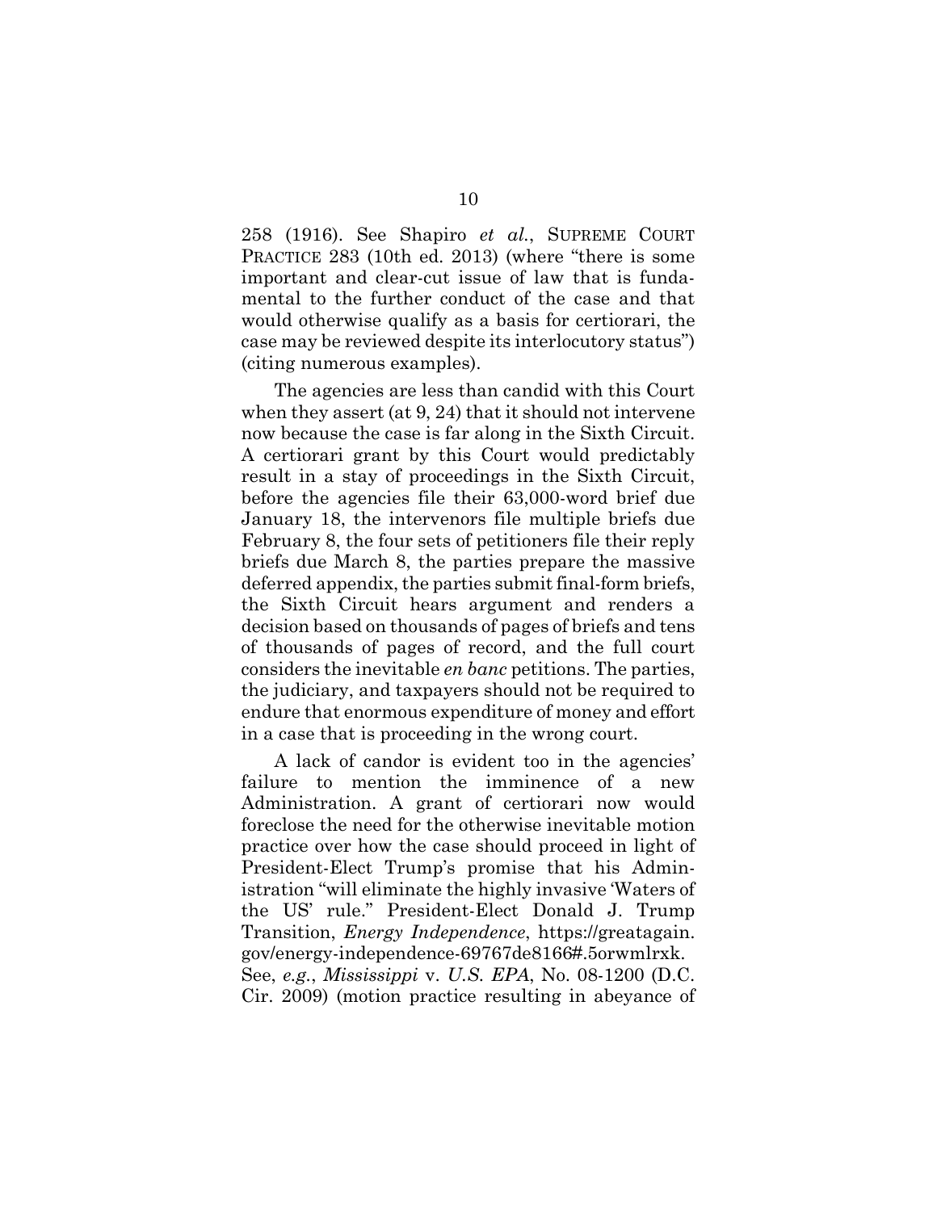258 (1916). See Shapiro *et al.*, SUPREME COURT PRACTICE 283 (10th ed. 2013) (where "there is some important and clear-cut issue of law that is fundamental to the further conduct of the case and that would otherwise qualify as a basis for certiorari, the case may be reviewed despite its interlocutory status") (citing numerous examples).

The agencies are less than candid with this Court when they assert (at 9, 24) that it should not intervene now because the case is far along in the Sixth Circuit. A certiorari grant by this Court would predictably result in a stay of proceedings in the Sixth Circuit, before the agencies file their 63,000-word brief due January 18, the intervenors file multiple briefs due February 8, the four sets of petitioners file their reply briefs due March 8, the parties prepare the massive deferred appendix, the parties submit final-form briefs, the Sixth Circuit hears argument and renders a decision based on thousands of pages of briefs and tens of thousands of pages of record, and the full court considers the inevitable *en banc* petitions. The parties, the judiciary, and taxpayers should not be required to endure that enormous expenditure of money and effort in a case that is proceeding in the wrong court.

A lack of candor is evident too in the agencies' failure to mention the imminence of a new Administration. A grant of certiorari now would foreclose the need for the otherwise inevitable motion practice over how the case should proceed in light of President-Elect Trump's promise that his Administration "will eliminate the highly invasive 'Waters of the US' rule." President-Elect Donald J. Trump Transition, *Energy Independence*, https://greatagain.gov/energy-independence-69767de8166#.5orwmlrxk. See, *e.g.*, *Mississippi* v. *U.S. EPA*, No. 08-1200 (D.C. Cir. 2009) (motion practice resulting in abeyance of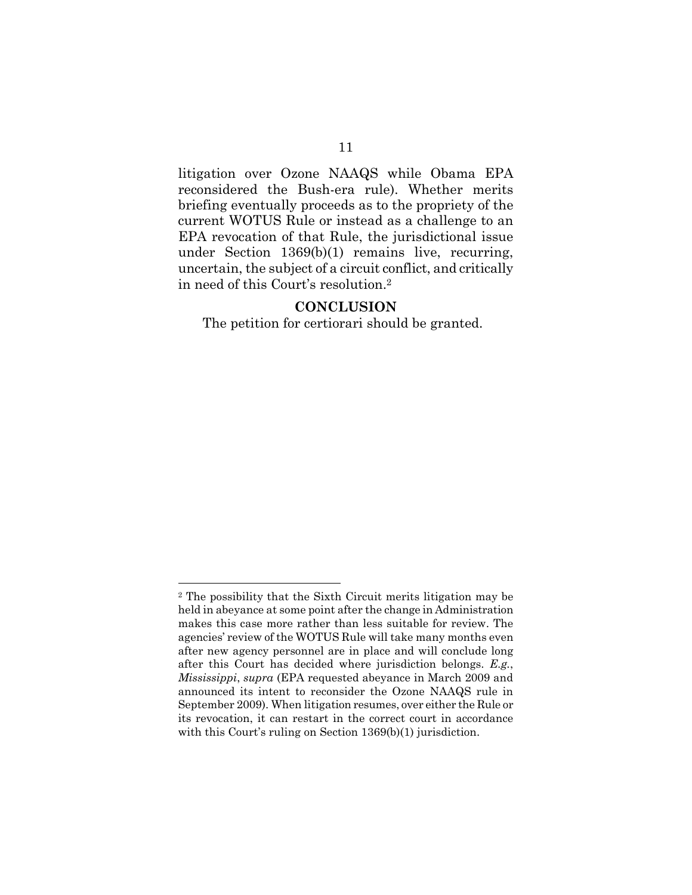litigation over Ozone NAAQS while Obama EPA reconsidered the Bush-era rule). Whether merits briefing eventually proceeds as to the propriety of the current WOTUS Rule or instead as a challenge to an EPA revocation of that Rule, the jurisdictional issue under Section 1369(b)(1) remains live, recurring, uncertain, the subject of a circuit conflict, and critically in need of this Court's resolution.[2]

## CONCLUSION

The petition for certiorari should be granted.

---

[2] The possibility that the Sixth Circuit merits litigation may be held in abeyance at some point after the change in Administration makes this case more rather than less suitable for review. The agencies' review of the WOTUS Rule will take many months even after new agency personnel are in place and will conclude long after this Court has decided where jurisdiction belongs. *E.g.*, *Mississippi*, *supra* (EPA requested abeyance in March 2009 and announced its intent to reconsider the Ozone NAAQS rule in September 2009). When litigation resumes, over either the Rule or its revocation, it can restart in the correct court in accordance with this Court's ruling on Section 1369(b)(1) jurisdiction.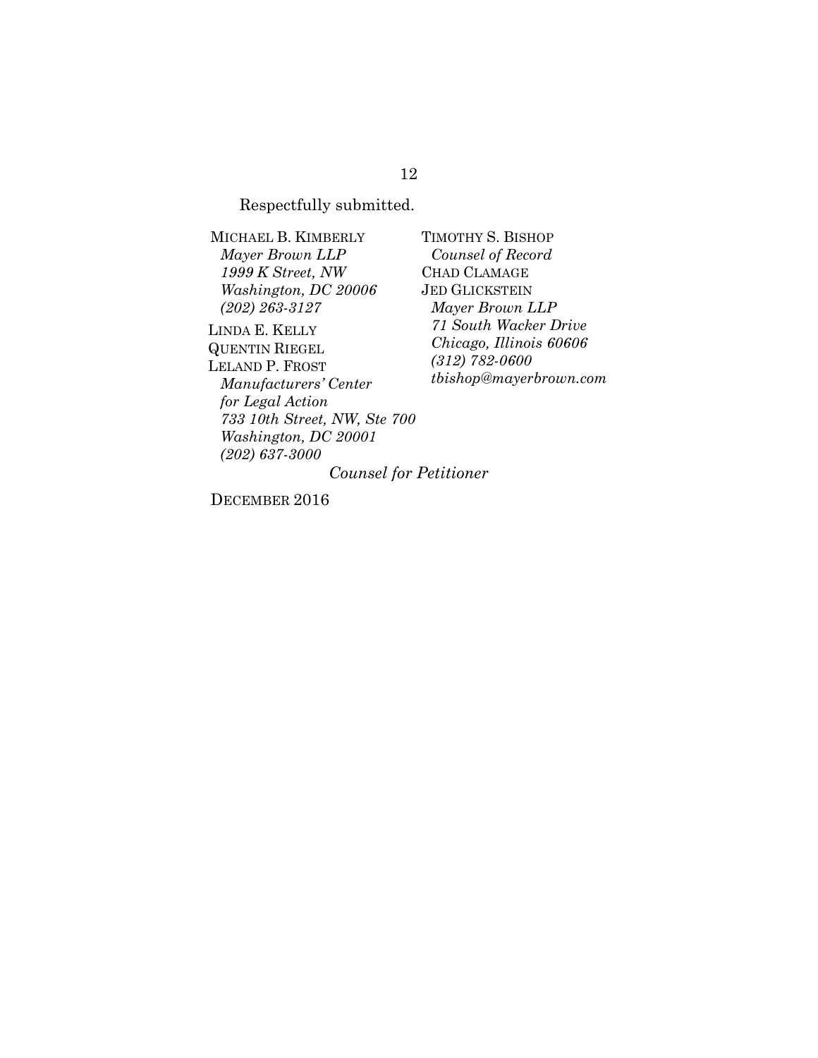Respectfully submitted.

MICHAEL B. KIMBERLY
*Mayer Brown LLP*
*1999 K Street, NW*
*Washington, DC 20006*
*(202) 263-3127*

LINDA E. KELLY
QUENTIN RIEGEL
LELAND P. FROST
*Manufacturers' Center for Legal Action*
*733 10th Street, NW, Ste 700*
*Washington, DC 20001*
*(202) 637-3000*

TIMOTHY S. BISHOP
*Counsel of Record*
CHAD CLAMAGE
JED GLICKSTEIN
*Mayer Brown LLP*
*71 South Wacker Drive*
*Chicago, Illinois 60606*
*(312) 782-0600*
*tbishop@mayerbrown.com*

*Counsel for Petitioner*

DECEMBER 2016